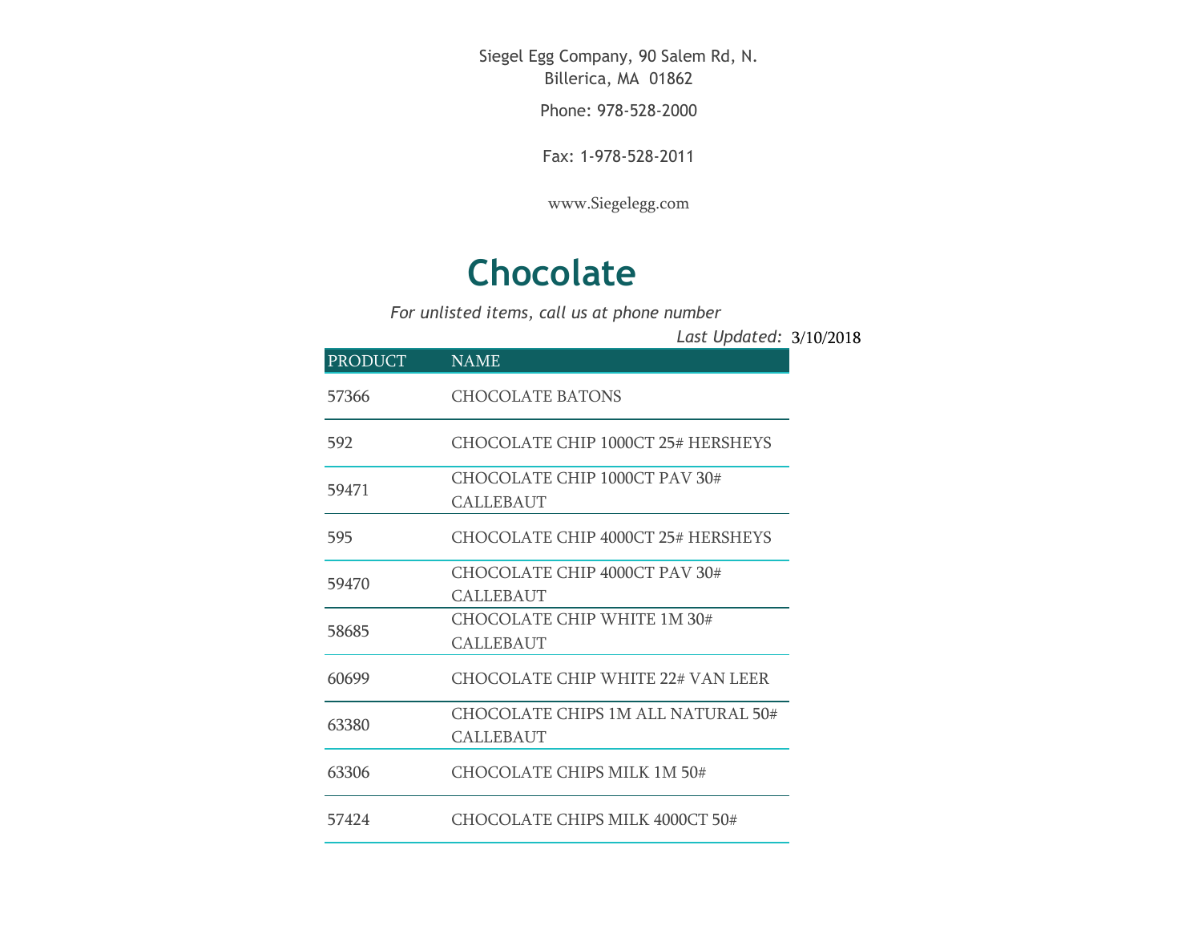Siegel Egg Company, 90 Salem Rd, N. Billerica, MA 01862

Phone: 978-528-2000

Fax: 1-978-528-2011

www.Siegelegg.com

# Chocolate

*For unlisted items, call us at phone number*

*Last Updated:* 3/10/2018

| PRODUCT | NAME |
|---|---|
| 57366 | CHOCOLATE BATONS |
| 592 | CHOCOLATE CHIP 1000CT 25# HERSHEYS |
| 59471 | CHOCOLATE CHIP 1000CT PAV 30# CALLEBAUT |
| 595 | CHOCOLATE CHIP 4000CT 25# HERSHEYS |
| 59470 | CHOCOLATE CHIP 4000CT PAV 30# CALLEBAUT |
| 58685 | CHOCOLATE CHIP WHITE 1M 30# CALLEBAUT |
| 60699 | CHOCOLATE CHIP WHITE 22# VAN LEER |
| 63380 | CHOCOLATE CHIPS 1M ALL NATURAL 50# CALLEBAUT |
| 63306 | CHOCOLATE CHIPS MILK 1M 50# |
| 57424 | CHOCOLATE CHIPS MILK 4000CT 50# |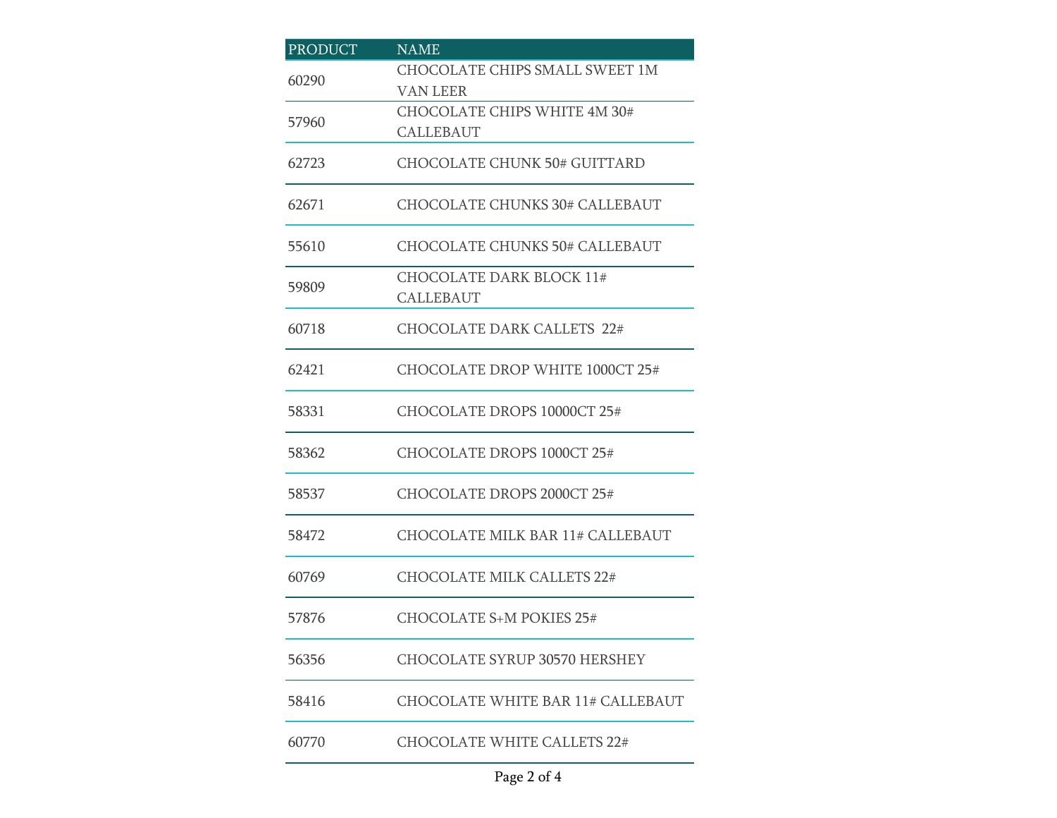| PRODUCT | NAME |
| --- | --- |
| 60290 | CHOCOLATE CHIPS SMALL SWEET 1M VAN LEER |
| 57960 | CHOCOLATE CHIPS WHITE 4M 30# CALLEBAUT |
| 62723 | CHOCOLATE CHUNK 50# GUITTARD |
| 62671 | CHOCOLATE CHUNKS 30# CALLEBAUT |
| 55610 | CHOCOLATE CHUNKS 50# CALLEBAUT |
| 59809 | CHOCOLATE DARK BLOCK 11# CALLEBAUT |
| 60718 | CHOCOLATE DARK CALLETS 22# |
| 62421 | CHOCOLATE DROP WHITE 1000CT 25# |
| 58331 | CHOCOLATE DROPS 10000CT 25# |
| 58362 | CHOCOLATE DROPS 1000CT 25# |
| 58537 | CHOCOLATE DROPS 2000CT 25# |
| 58472 | CHOCOLATE MILK BAR 11# CALLEBAUT |
| 60769 | CHOCOLATE MILK CALLETS 22# |
| 57876 | CHOCOLATE S+M POKIES 25# |
| 56356 | CHOCOLATE SYRUP 30570 HERSHEY |
| 58416 | CHOCOLATE WHITE BAR 11# CALLEBAUT |
| 60770 | CHOCOLATE WHITE CALLETS 22# |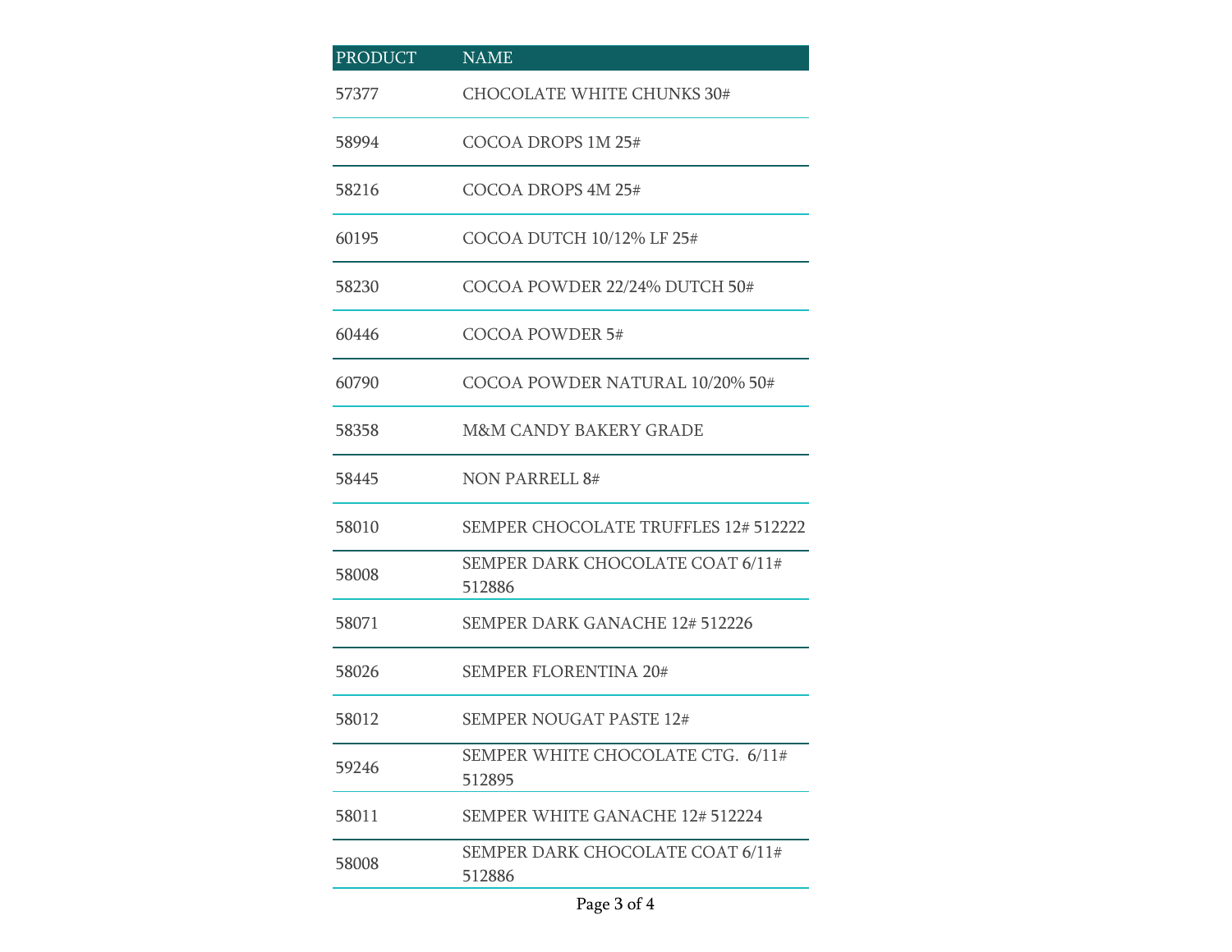| PRODUCT | NAME |
| --- | --- |
| 57377 | CHOCOLATE WHITE CHUNKS 30# |
| 58994 | COCOA DROPS 1M 25# |
| 58216 | COCOA DROPS 4M 25# |
| 60195 | COCOA DUTCH 10/12% LF 25# |
| 58230 | COCOA POWDER 22/24% DUTCH 50# |
| 60446 | COCOA POWDER 5# |
| 60790 | COCOA POWDER NATURAL 10/20% 50# |
| 58358 | M&M CANDY BAKERY GRADE |
| 58445 | NON PARRELL 8# |
| 58010 | SEMPER CHOCOLATE TRUFFLES 12# 512222 |
| 58008 | SEMPER DARK CHOCOLATE COAT 6/11# 512886 |
| 58071 | SEMPER DARK GANACHE 12# 512226 |
| 58026 | SEMPER FLORENTINA 20# |
| 58012 | SEMPER NOUGAT PASTE 12# |
| 59246 | SEMPER WHITE CHOCOLATE CTG. 6/11# 512895 |
| 58011 | SEMPER WHITE GANACHE 12# 512224 |
| 58008 | SEMPER DARK CHOCOLATE COAT 6/11# 512886 |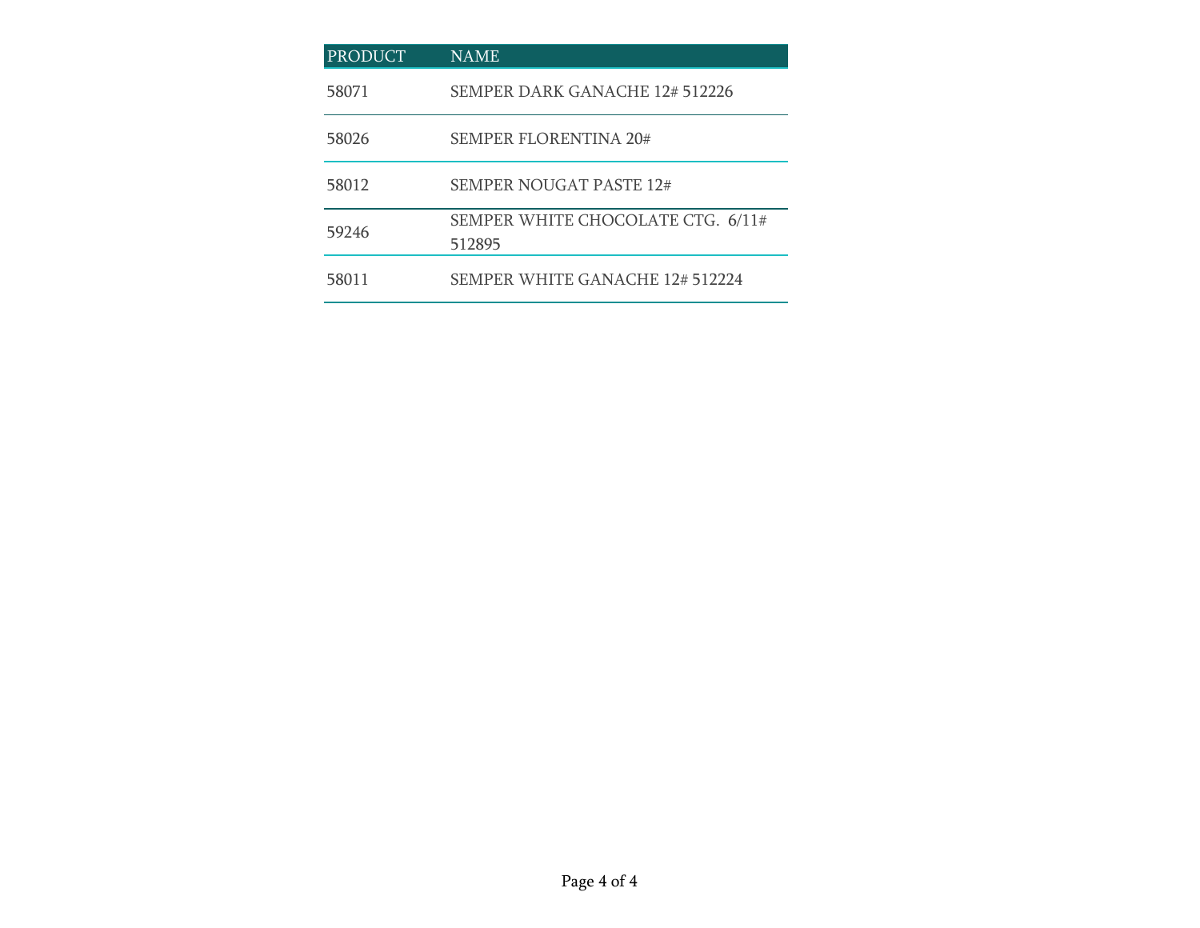| PRODUCT | NAME |
| --- | --- |
| 58071 | SEMPER DARK GANACHE 12# 512226 |
| 58026 | SEMPER FLORENTINA 20# |
| 58012 | SEMPER NOUGAT PASTE 12# |
| 59246 | SEMPER WHITE CHOCOLATE CTG. 6/11# 512895 |
| 58011 | SEMPER WHITE GANACHE 12# 512224 |